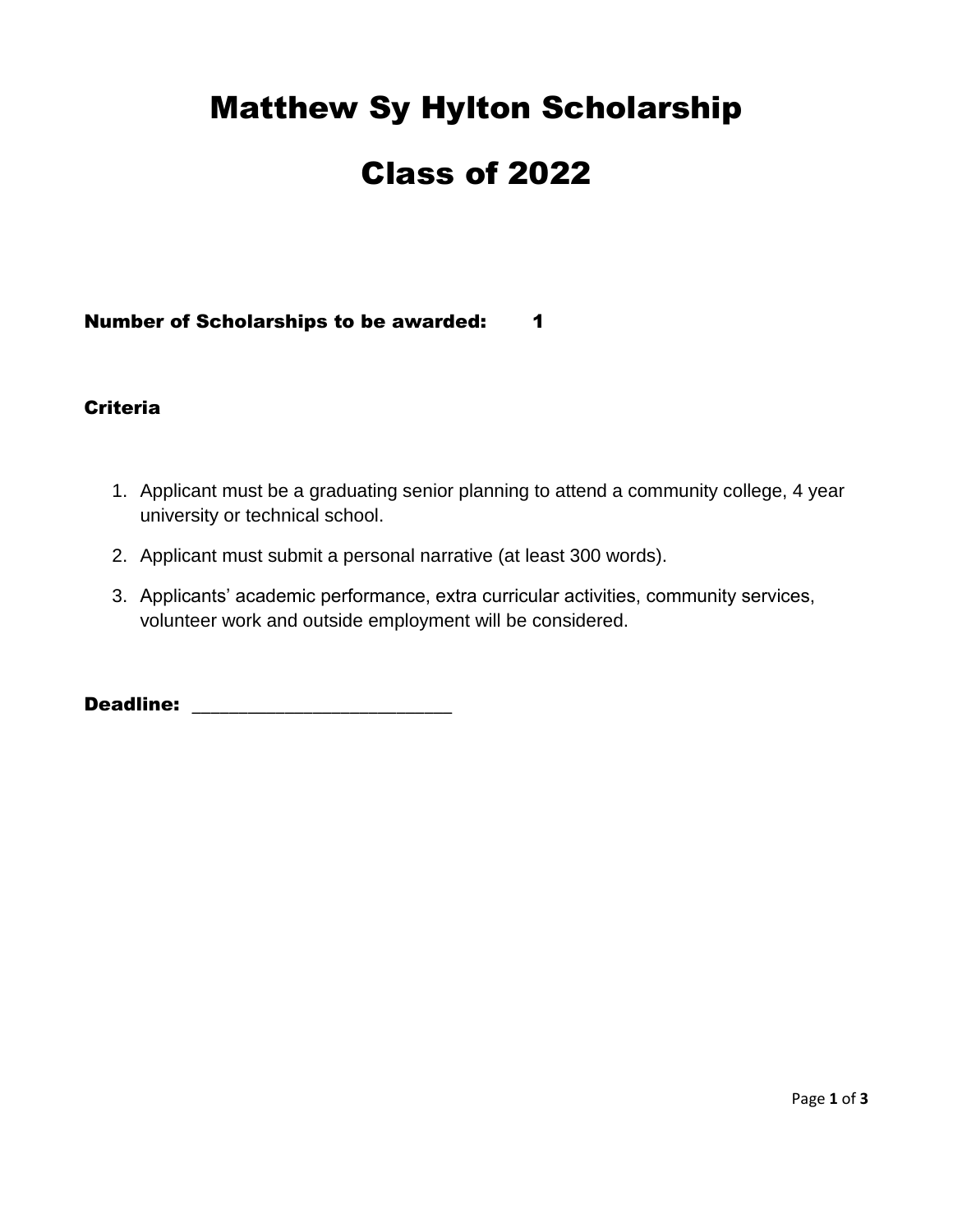# Matthew Sy Hylton Scholarship

# Class of 2022

**Number of Scholarships to be awarded:** 1

**Criteria**

1. Applicant must be a graduating senior planning to attend a community college, 4 year university or technical school.
2. Applicant must submit a personal narrative (at least 300 words).
3. Applicants' academic performance, extra curricular activities, community services, volunteer work and outside employment will be considered.

**Deadline:** ________________________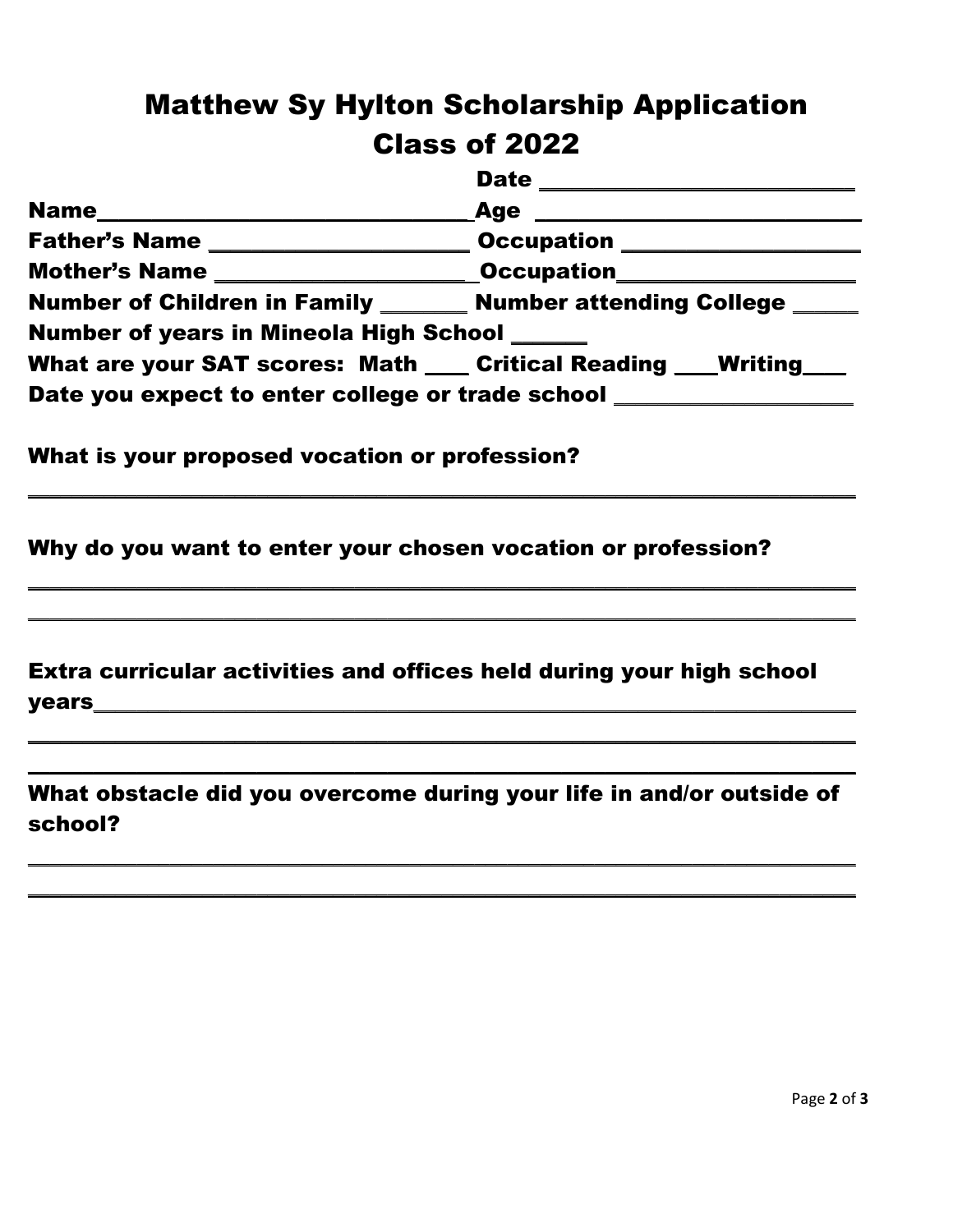# Matthew Sy Hylton Scholarship Application
## Class of 2022

**Date** ____________________________

**Name**________________________________**Age** ____________________________

**Father's Name** ______________________ **Occupation** ____________________

**Mother's Name** ______________________ **Occupation**____________________

**Number of Children in Family** ________ **Number attending College** ______

**Number of years in Mineola High School** ______

**What are your SAT scores: Math** ____ **Critical Reading** ____**Writing**____

**Date you expect to enter college or trade school** ____________________

**What is your proposed vocation or profession?**

______________________________________________________________________________

**Why do you want to enter your chosen vocation or profession?**

______________________________________________________________________________

______________________________________________________________________________

**Extra curricular activities and offices held during your high school years**______________________________________________________________________

______________________________________________________________________________

______________________________________________________________________________

**What obstacle did you overcome during your life in and/or outside of school?**

______________________________________________________________________________

______________________________________________________________________________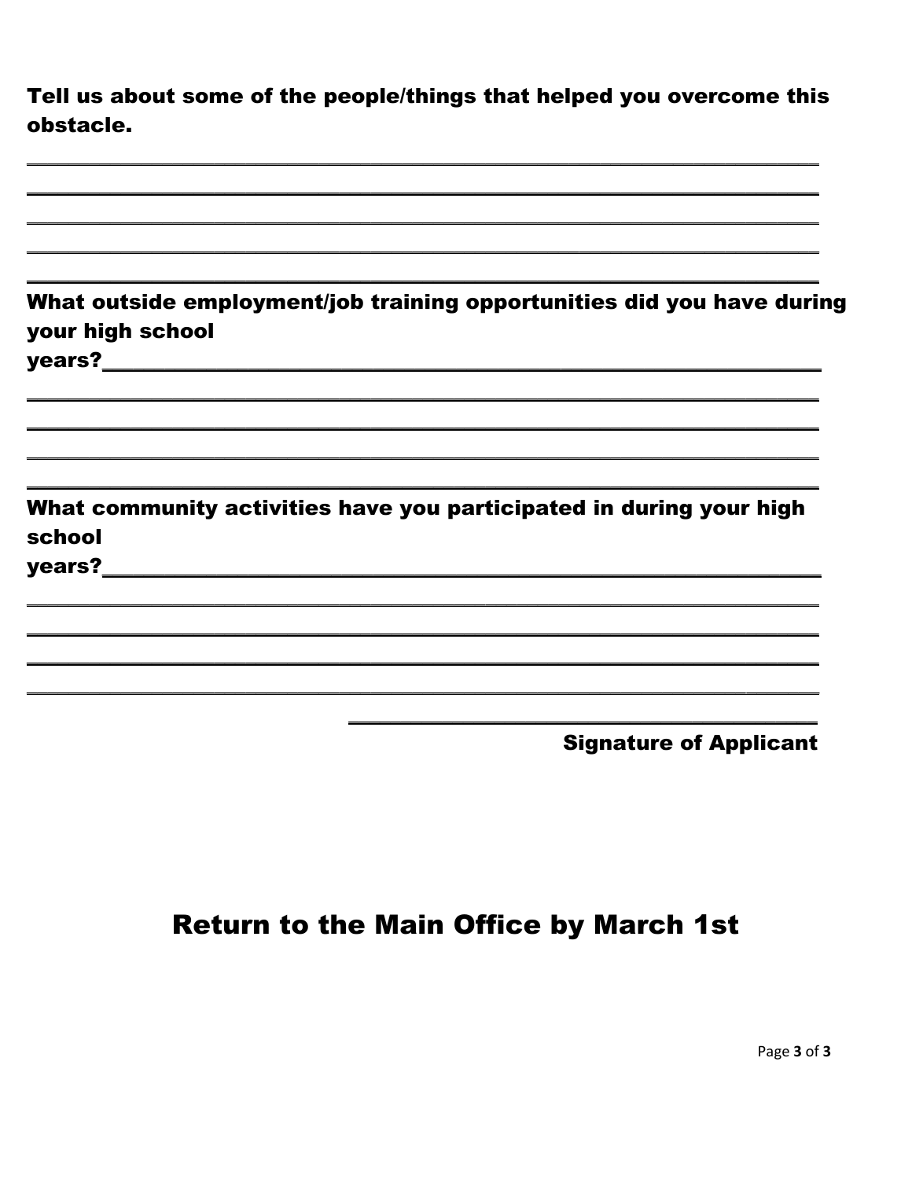**Tell us about some of the people/things that helped you overcome this obstacle.**

\_\_\_\_\_\_\_\_\_\_\_\_\_\_\_\_\_\_\_\_\_\_\_\_\_\_\_\_\_\_\_\_\_\_\_\_\_\_\_\_\_\_\_\_\_\_\_\_\_\_\_\_\_\_\_\_\_\_\_\_\_\_\_\_\_\_\_\_\_\_\_\_

\_\_\_\_\_\_\_\_\_\_\_\_\_\_\_\_\_\_\_\_\_\_\_\_\_\_\_\_\_\_\_\_\_\_\_\_\_\_\_\_\_\_\_\_\_\_\_\_\_\_\_\_\_\_\_\_\_\_\_\_\_\_\_\_\_\_\_\_\_\_\_\_

\_\_\_\_\_\_\_\_\_\_\_\_\_\_\_\_\_\_\_\_\_\_\_\_\_\_\_\_\_\_\_\_\_\_\_\_\_\_\_\_\_\_\_\_\_\_\_\_\_\_\_\_\_\_\_\_\_\_\_\_\_\_\_\_\_\_\_\_\_\_\_\_

\_\_\_\_\_\_\_\_\_\_\_\_\_\_\_\_\_\_\_\_\_\_\_\_\_\_\_\_\_\_\_\_\_\_\_\_\_\_\_\_\_\_\_\_\_\_\_\_\_\_\_\_\_\_\_\_\_\_\_\_\_\_\_\_\_\_\_\_\_\_\_\_

\_\_\_\_\_\_\_\_\_\_\_\_\_\_\_\_\_\_\_\_\_\_\_\_\_\_\_\_\_\_\_\_\_\_\_\_\_\_\_\_\_\_\_\_\_\_\_\_\_\_\_\_\_\_\_\_\_\_\_\_\_\_\_\_\_\_\_\_\_\_\_\_

**What outside employment/job training opportunities did you have during your high school years?**\_\_\_\_\_\_\_\_\_\_\_\_\_\_\_\_\_\_\_\_\_\_\_\_\_\_\_\_\_\_\_\_\_\_\_\_\_\_\_\_\_\_\_\_\_\_\_\_\_\_\_\_\_\_\_\_\_\_\_\_\_\_

\_\_\_\_\_\_\_\_\_\_\_\_\_\_\_\_\_\_\_\_\_\_\_\_\_\_\_\_\_\_\_\_\_\_\_\_\_\_\_\_\_\_\_\_\_\_\_\_\_\_\_\_\_\_\_\_\_\_\_\_\_\_\_\_\_\_\_\_\_\_\_\_

\_\_\_\_\_\_\_\_\_\_\_\_\_\_\_\_\_\_\_\_\_\_\_\_\_\_\_\_\_\_\_\_\_\_\_\_\_\_\_\_\_\_\_\_\_\_\_\_\_\_\_\_\_\_\_\_\_\_\_\_\_\_\_\_\_\_\_\_\_\_\_\_

\_\_\_\_\_\_\_\_\_\_\_\_\_\_\_\_\_\_\_\_\_\_\_\_\_\_\_\_\_\_\_\_\_\_\_\_\_\_\_\_\_\_\_\_\_\_\_\_\_\_\_\_\_\_\_\_\_\_\_\_\_\_\_\_\_\_\_\_\_\_\_\_

\_\_\_\_\_\_\_\_\_\_\_\_\_\_\_\_\_\_\_\_\_\_\_\_\_\_\_\_\_\_\_\_\_\_\_\_\_\_\_\_\_\_\_\_\_\_\_\_\_\_\_\_\_\_\_\_\_\_\_\_\_\_\_\_\_\_\_\_\_\_\_\_

**What community activities have you participated in during your high school years?**\_\_\_\_\_\_\_\_\_\_\_\_\_\_\_\_\_\_\_\_\_\_\_\_\_\_\_\_\_\_\_\_\_\_\_\_\_\_\_\_\_\_\_\_\_\_\_\_\_\_\_\_\_\_\_\_\_\_\_\_\_\_

\_\_\_\_\_\_\_\_\_\_\_\_\_\_\_\_\_\_\_\_\_\_\_\_\_\_\_\_\_\_\_\_\_\_\_\_\_\_\_\_\_\_\_\_\_\_\_\_\_\_\_\_\_\_\_\_\_\_\_\_\_\_\_\_\_\_\_\_\_\_\_\_

\_\_\_\_\_\_\_\_\_\_\_\_\_\_\_\_\_\_\_\_\_\_\_\_\_\_\_\_\_\_\_\_\_\_\_\_\_\_\_\_\_\_\_\_\_\_\_\_\_\_\_\_\_\_\_\_\_\_\_\_\_\_\_\_\_\_\_\_\_\_\_\_

\_\_\_\_\_\_\_\_\_\_\_\_\_\_\_\_\_\_\_\_\_\_\_\_\_\_\_\_\_\_\_\_\_\_\_\_\_\_\_\_\_\_\_\_\_\_\_\_\_\_\_\_\_\_\_\_\_\_\_\_\_\_\_\_\_\_\_\_\_\_\_\_

\_\_\_\_\_\_\_\_\_\_\_\_\_\_\_\_\_\_\_\_\_\_\_\_\_\_\_\_\_\_\_\_\_\_\_\_\_\_\_\_\_\_\_\_\_\_\_\_\_\_\_\_\_\_\_\_\_\_\_\_\_\_\_\_\_\_\_\_\_\_\_\_

\_\_\_\_\_\_\_\_\_\_\_\_\_\_\_\_\_\_\_\_\_\_\_\_\_\_\_\_\_\_\_\_\_\_\_\_\_\_\_\_\_\_\_\_

**Signature of Applicant**

# Return to the Main Office by March 1st